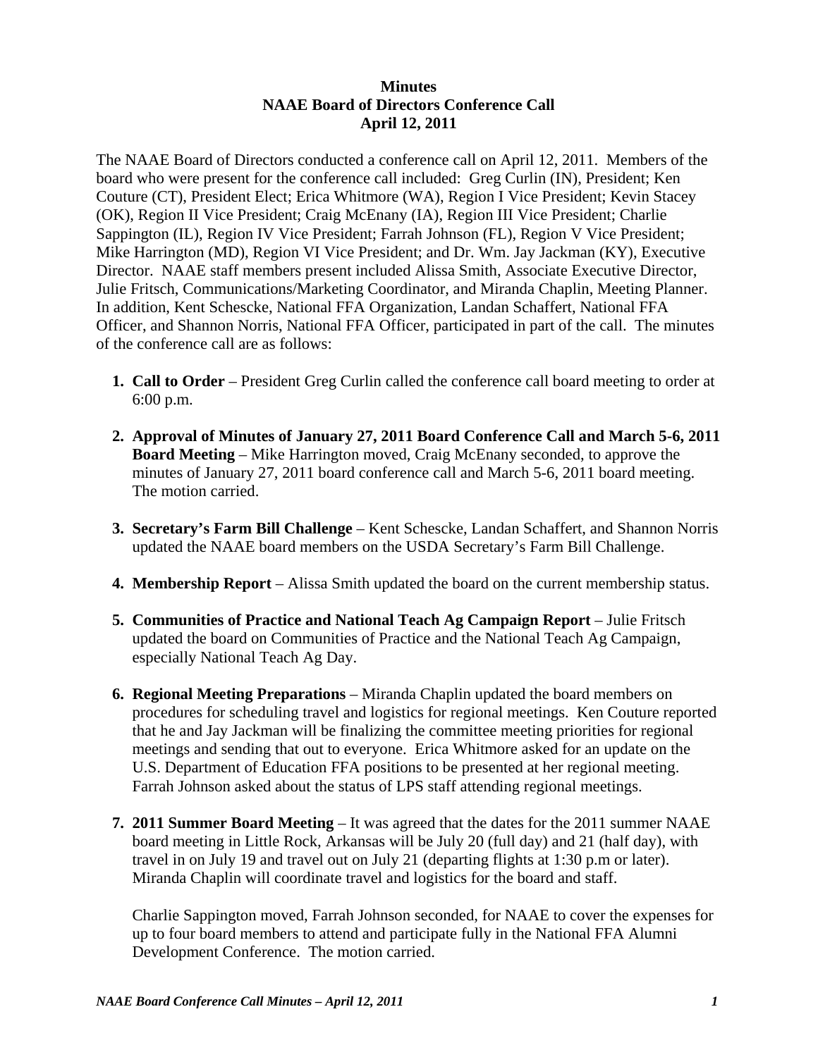**Minutes**
**NAAE Board of Directors Conference Call**
**April 12, 2011**

The NAAE Board of Directors conducted a conference call on April 12, 2011. Members of the board who were present for the conference call included: Greg Curlin (IN), President; Ken Couture (CT), President Elect; Erica Whitmore (WA), Region I Vice President; Kevin Stacey (OK), Region II Vice President; Craig McEnany (IA), Region III Vice President; Charlie Sappington (IL), Region IV Vice President; Farrah Johnson (FL), Region V Vice President; Mike Harrington (MD), Region VI Vice President; and Dr. Wm. Jay Jackman (KY), Executive Director. NAAE staff members present included Alissa Smith, Associate Executive Director, Julie Fritsch, Communications/Marketing Coordinator, and Miranda Chaplin, Meeting Planner. In addition, Kent Schescke, National FFA Organization, Landan Schaffert, National FFA Officer, and Shannon Norris, National FFA Officer, participated in part of the call. The minutes of the conference call are as follows:

1. **Call to Order** – President Greg Curlin called the conference call board meeting to order at 6:00 p.m.

2. **Approval of Minutes of January 27, 2011 Board Conference Call and March 5-6, 2011 Board Meeting** – Mike Harrington moved, Craig McEnany seconded, to approve the minutes of January 27, 2011 board conference call and March 5-6, 2011 board meeting. The motion carried.

3. **Secretary's Farm Bill Challenge** – Kent Schescke, Landan Schaffert, and Shannon Norris updated the NAAE board members on the USDA Secretary's Farm Bill Challenge.

4. **Membership Report** – Alissa Smith updated the board on the current membership status.

5. **Communities of Practice and National Teach Ag Campaign Report** – Julie Fritsch updated the board on Communities of Practice and the National Teach Ag Campaign, especially National Teach Ag Day.

6. **Regional Meeting Preparations** – Miranda Chaplin updated the board members on procedures for scheduling travel and logistics for regional meetings. Ken Couture reported that he and Jay Jackman will be finalizing the committee meeting priorities for regional meetings and sending that out to everyone. Erica Whitmore asked for an update on the U.S. Department of Education FFA positions to be presented at her regional meeting. Farrah Johnson asked about the status of LPS staff attending regional meetings.

7. **2011 Summer Board Meeting** – It was agreed that the dates for the 2011 summer NAAE board meeting in Little Rock, Arkansas will be July 20 (full day) and 21 (half day), with travel in on July 19 and travel out on July 21 (departing flights at 1:30 p.m or later). Miranda Chaplin will coordinate travel and logistics for the board and staff.

   Charlie Sappington moved, Farrah Johnson seconded, for NAAE to cover the expenses for up to four board members to attend and participate fully in the National FFA Alumni Development Conference. The motion carried.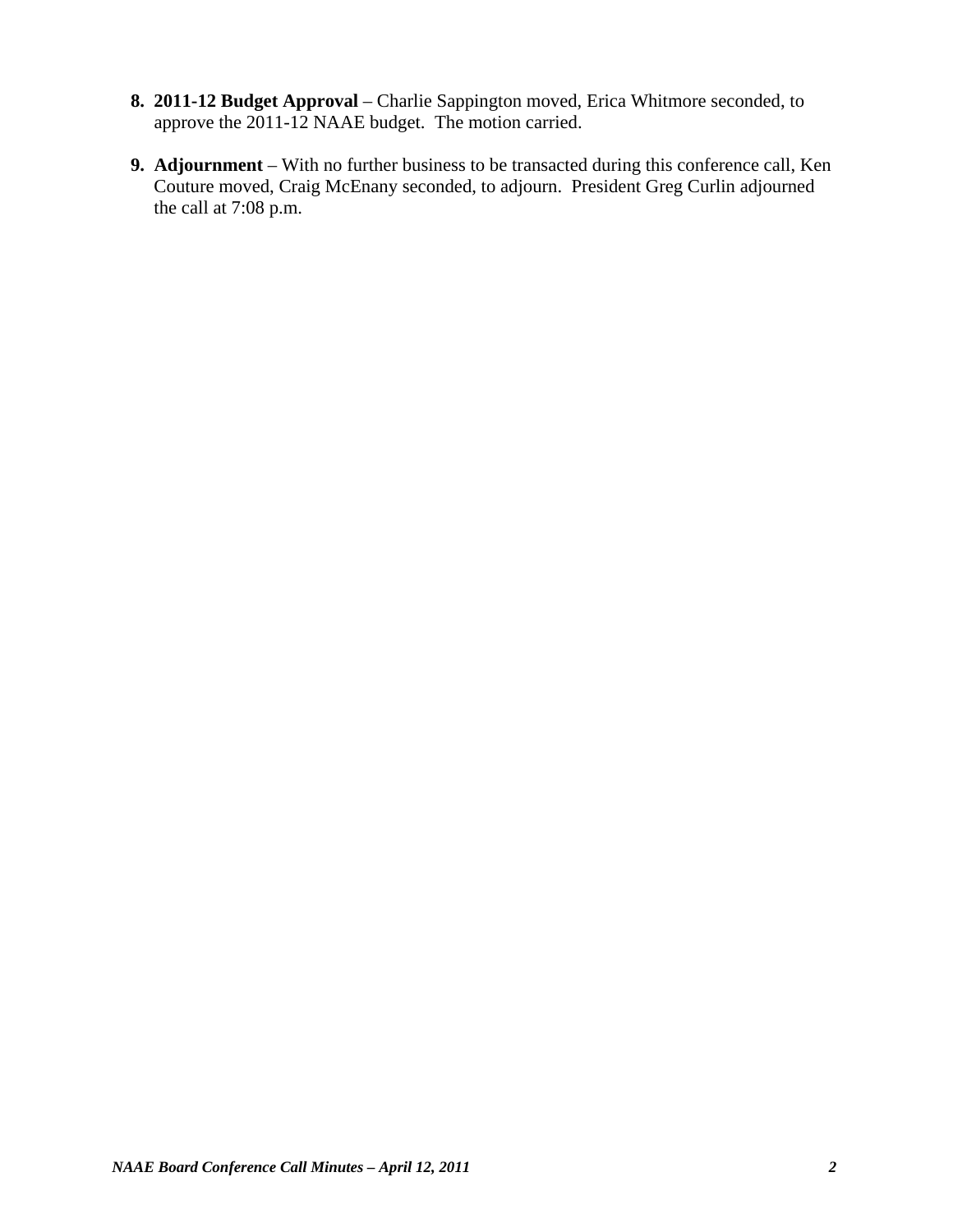8. **2011-12 Budget Approval** – Charlie Sappington moved, Erica Whitmore seconded, to approve the 2011-12 NAAE budget. The motion carried.

9. **Adjournment** – With no further business to be transacted during this conference call, Ken Couture moved, Craig McEnany seconded, to adjourn. President Greg Curlin adjourned the call at 7:08 p.m.